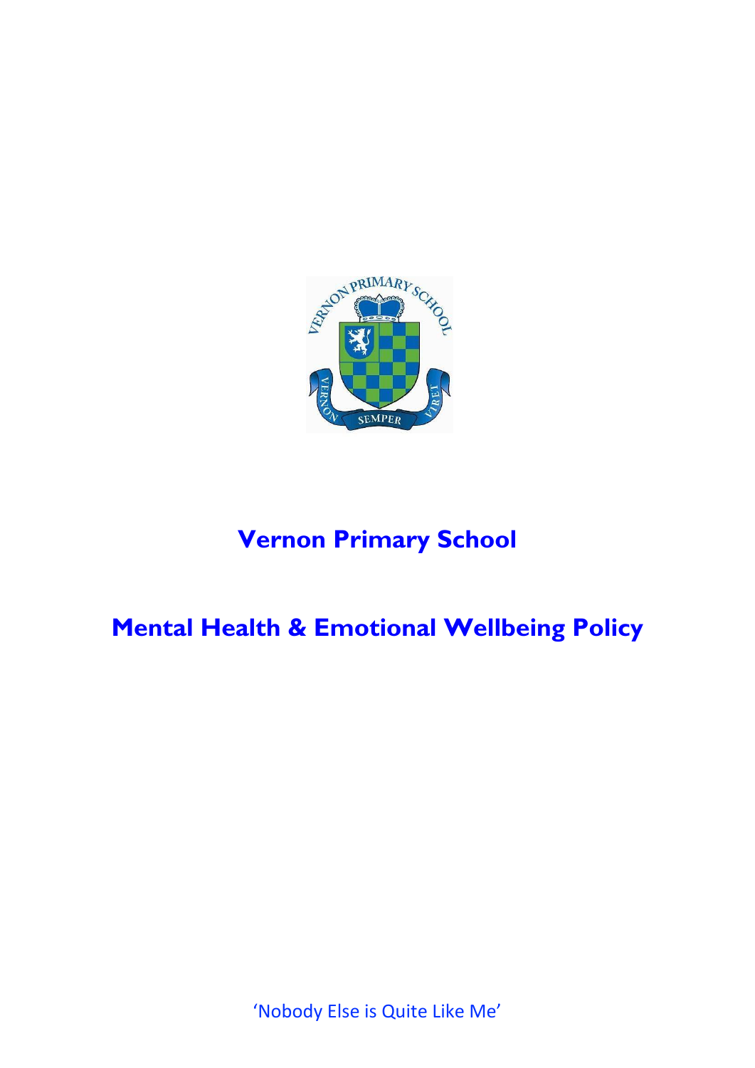# Vernon Primary School

# Mental Health & Emotional Wellbeing Policy

'Nobody Else is Quite Like Me'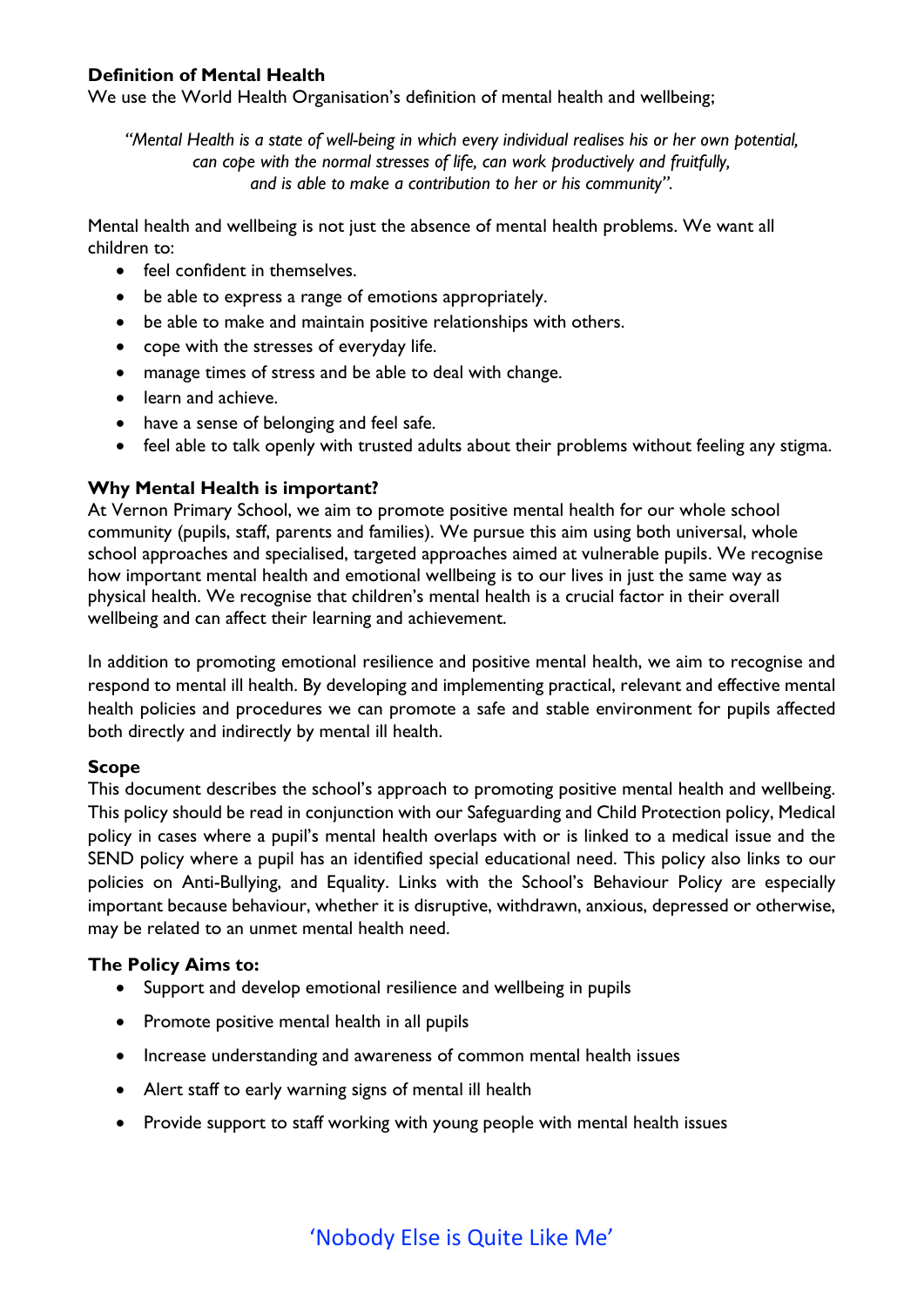**Definition of Mental Health**

We use the World Health Organisation's definition of mental health and wellbeing;

> *"Mental Health is a state of well-being in which every individual realises his or her own potential, can cope with the normal stresses of life, can work productively and fruitfully, and is able to make a contribution to her or his community".*

Mental health and wellbeing is not just the absence of mental health problems. We want all children to:

- feel confident in themselves.
- be able to express a range of emotions appropriately.
- be able to make and maintain positive relationships with others.
- cope with the stresses of everyday life.
- manage times of stress and be able to deal with change.
- learn and achieve.
- have a sense of belonging and feel safe.
- feel able to talk openly with trusted adults about their problems without feeling any stigma.

**Why Mental Health is important?**

At Vernon Primary School, we aim to promote positive mental health for our whole school community (pupils, staff, parents and families). We pursue this aim using both universal, whole school approaches and specialised, targeted approaches aimed at vulnerable pupils. We recognise how important mental health and emotional wellbeing is to our lives in just the same way as physical health. We recognise that children's mental health is a crucial factor in their overall wellbeing and can affect their learning and achievement.

In addition to promoting emotional resilience and positive mental health, we aim to recognise and respond to mental ill health. By developing and implementing practical, relevant and effective mental health policies and procedures we can promote a safe and stable environment for pupils affected both directly and indirectly by mental ill health.

**Scope**

This document describes the school's approach to promoting positive mental health and wellbeing. This policy should be read in conjunction with our Safeguarding and Child Protection policy, Medical policy in cases where a pupil's mental health overlaps with or is linked to a medical issue and the SEND policy where a pupil has an identified special educational need. This policy also links to our policies on Anti-Bullying, and Equality. Links with the School's Behaviour Policy are especially important because behaviour, whether it is disruptive, withdrawn, anxious, depressed or otherwise, may be related to an unmet mental health need.

**The Policy Aims to:**

- Support and develop emotional resilience and wellbeing in pupils
- Promote positive mental health in all pupils
- Increase understanding and awareness of common mental health issues
- Alert staff to early warning signs of mental ill health
- Provide support to staff working with young people with mental health issues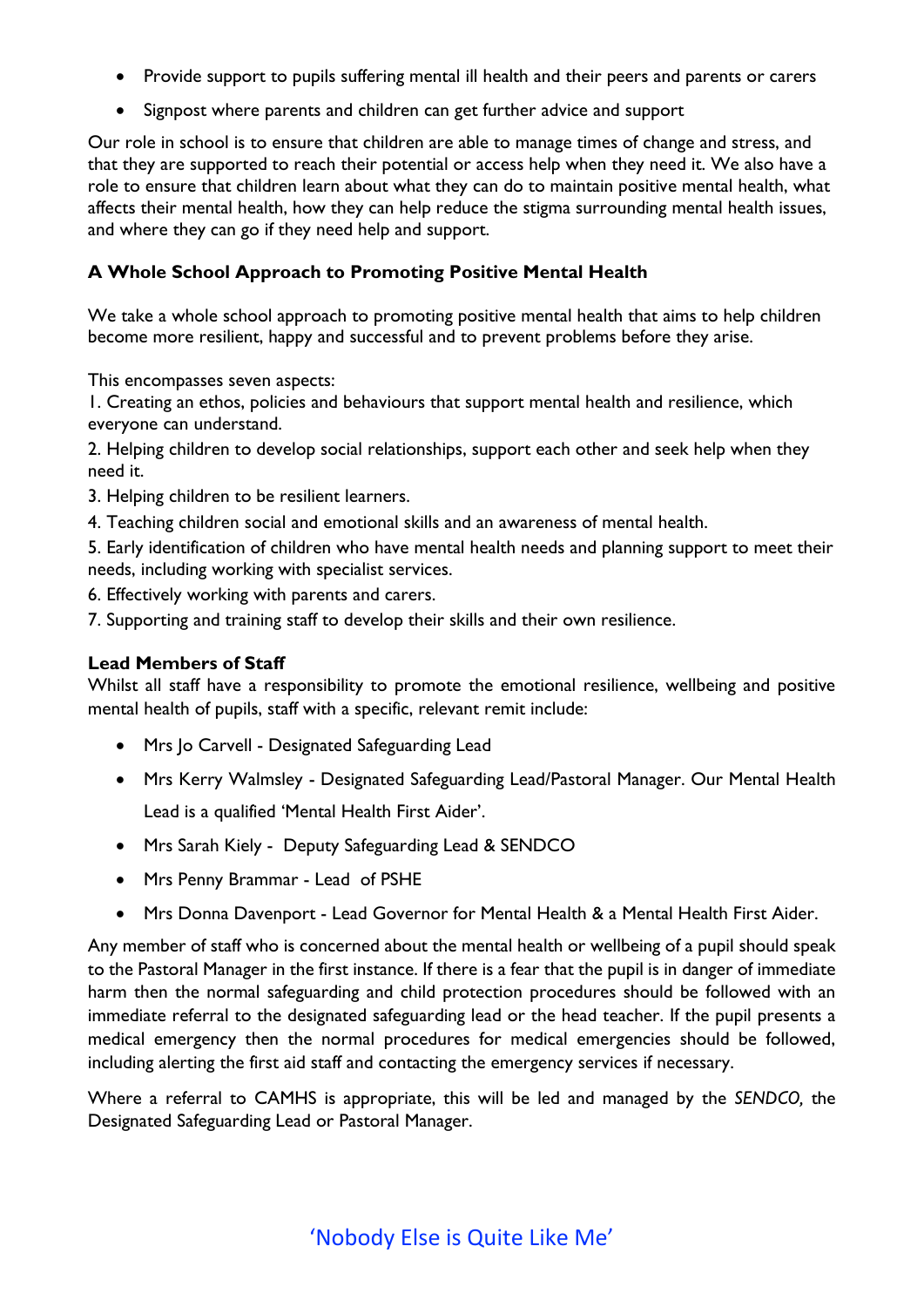- Provide support to pupils suffering mental ill health and their peers and parents or carers
- Signpost where parents and children can get further advice and support

Our role in school is to ensure that children are able to manage times of change and stress, and that they are supported to reach their potential or access help when they need it. We also have a role to ensure that children learn about what they can do to maintain positive mental health, what affects their mental health, how they can help reduce the stigma surrounding mental health issues, and where they can go if they need help and support.

**A Whole School Approach to Promoting Positive Mental Health**

We take a whole school approach to promoting positive mental health that aims to help children become more resilient, happy and successful and to prevent problems before they arise.

This encompasses seven aspects:

1. Creating an ethos, policies and behaviours that support mental health and resilience, which everyone can understand.
2. Helping children to develop social relationships, support each other and seek help when they need it.
3. Helping children to be resilient learners.
4. Teaching children social and emotional skills and an awareness of mental health.
5. Early identification of children who have mental health needs and planning support to meet their needs, including working with specialist services.
6. Effectively working with parents and carers.
7. Supporting and training staff to develop their skills and their own resilience.

**Lead Members of Staff**

Whilst all staff have a responsibility to promote the emotional resilience, wellbeing and positive mental health of pupils, staff with a specific, relevant remit include:

- Mrs Jo Carvell - Designated Safeguarding Lead
- Mrs Kerry Walmsley - Designated Safeguarding Lead/Pastoral Manager. Our Mental Health Lead is a qualified 'Mental Health First Aider'.
- Mrs Sarah Kiely - Deputy Safeguarding Lead & SENDCO
- Mrs Penny Brammar - Lead of PSHE
- Mrs Donna Davenport - Lead Governor for Mental Health & a Mental Health First Aider.

Any member of staff who is concerned about the mental health or wellbeing of a pupil should speak to the Pastoral Manager in the first instance. If there is a fear that the pupil is in danger of immediate harm then the normal safeguarding and child protection procedures should be followed with an immediate referral to the designated safeguarding lead or the head teacher. If the pupil presents a medical emergency then the normal procedures for medical emergencies should be followed, including alerting the first aid staff and contacting the emergency services if necessary.

Where a referral to CAMHS is appropriate, this will be led and managed by the *SENDCO,* the Designated Safeguarding Lead or Pastoral Manager.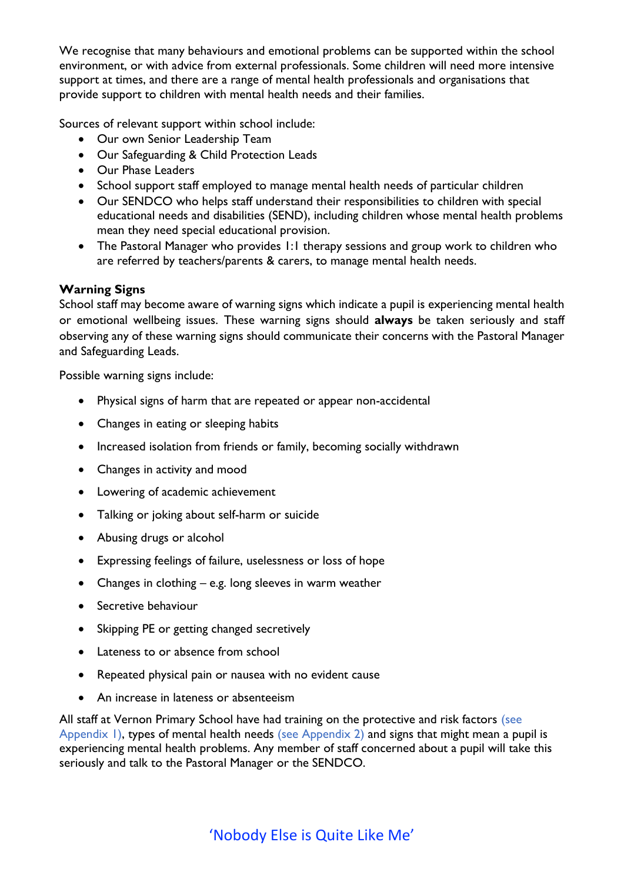We recognise that many behaviours and emotional problems can be supported within the school environment, or with advice from external professionals. Some children will need more intensive support at times, and there are a range of mental health professionals and organisations that provide support to children with mental health needs and their families.

Sources of relevant support within school include:

- Our own Senior Leadership Team
- Our Safeguarding & Child Protection Leads
- Our Phase Leaders
- School support staff employed to manage mental health needs of particular children
- Our SENDCO who helps staff understand their responsibilities to children with special educational needs and disabilities (SEND), including children whose mental health problems mean they need special educational provision.
- The Pastoral Manager who provides 1:1 therapy sessions and group work to children who are referred by teachers/parents & carers, to manage mental health needs.

**Warning Signs**

School staff may become aware of warning signs which indicate a pupil is experiencing mental health or emotional wellbeing issues. These warning signs should **always** be taken seriously and staff observing any of these warning signs should communicate their concerns with the Pastoral Manager and Safeguarding Leads.

Possible warning signs include:

- Physical signs of harm that are repeated or appear non-accidental
- Changes in eating or sleeping habits
- Increased isolation from friends or family, becoming socially withdrawn
- Changes in activity and mood
- Lowering of academic achievement
- Talking or joking about self-harm or suicide
- Abusing drugs or alcohol
- Expressing feelings of failure, uselessness or loss of hope
- Changes in clothing – e.g. long sleeves in warm weather
- Secretive behaviour
- Skipping PE or getting changed secretively
- Lateness to or absence from school
- Repeated physical pain or nausea with no evident cause
- An increase in lateness or absenteeism

All staff at Vernon Primary School have had training on the protective and risk factors (see Appendix 1), types of mental health needs (see Appendix 2) and signs that might mean a pupil is experiencing mental health problems. Any member of staff concerned about a pupil will take this seriously and talk to the Pastoral Manager or the SENDCO.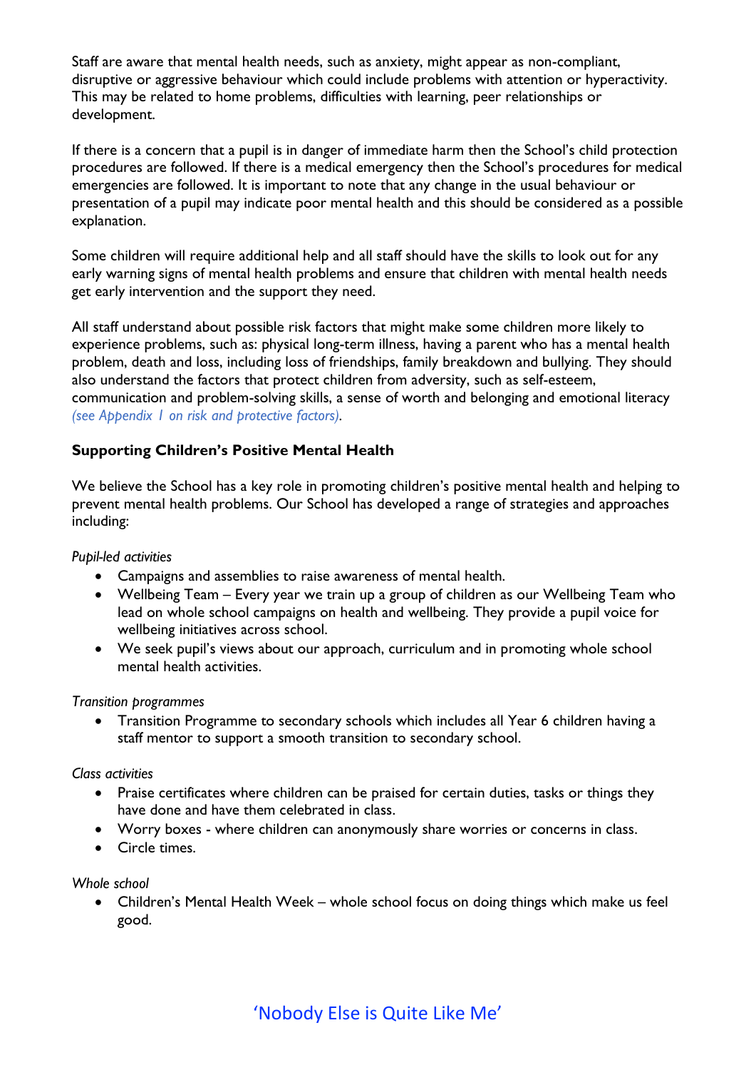Staff are aware that mental health needs, such as anxiety, might appear as non-compliant, disruptive or aggressive behaviour which could include problems with attention or hyperactivity. This may be related to home problems, difficulties with learning, peer relationships or development.

If there is a concern that a pupil is in danger of immediate harm then the School's child protection procedures are followed. If there is a medical emergency then the School's procedures for medical emergencies are followed. It is important to note that any change in the usual behaviour or presentation of a pupil may indicate poor mental health and this should be considered as a possible explanation.

Some children will require additional help and all staff should have the skills to look out for any early warning signs of mental health problems and ensure that children with mental health needs get early intervention and the support they need.

All staff understand about possible risk factors that might make some children more likely to experience problems, such as: physical long-term illness, having a parent who has a mental health problem, death and loss, including loss of friendships, family breakdown and bullying. They should also understand the factors that protect children from adversity, such as self-esteem, communication and problem-solving skills, a sense of worth and belonging and emotional literacy *(see Appendix 1 on risk and protective factors)*.

## Supporting Children's Positive Mental Health

We believe the School has a key role in promoting children's positive mental health and helping to prevent mental health problems. Our School has developed a range of strategies and approaches including:

*Pupil-led activities*

- Campaigns and assemblies to raise awareness of mental health.
- Wellbeing Team – Every year we train up a group of children as our Wellbeing Team who lead on whole school campaigns on health and wellbeing. They provide a pupil voice for wellbeing initiatives across school.
- We seek pupil's views about our approach, curriculum and in promoting whole school mental health activities.

*Transition programmes*

- Transition Programme to secondary schools which includes all Year 6 children having a staff mentor to support a smooth transition to secondary school.

*Class activities*

- Praise certificates where children can be praised for certain duties, tasks or things they have done and have them celebrated in class.
- Worry boxes - where children can anonymously share worries or concerns in class.
- Circle times.

*Whole school*

- Children's Mental Health Week – whole school focus on doing things which make us feel good.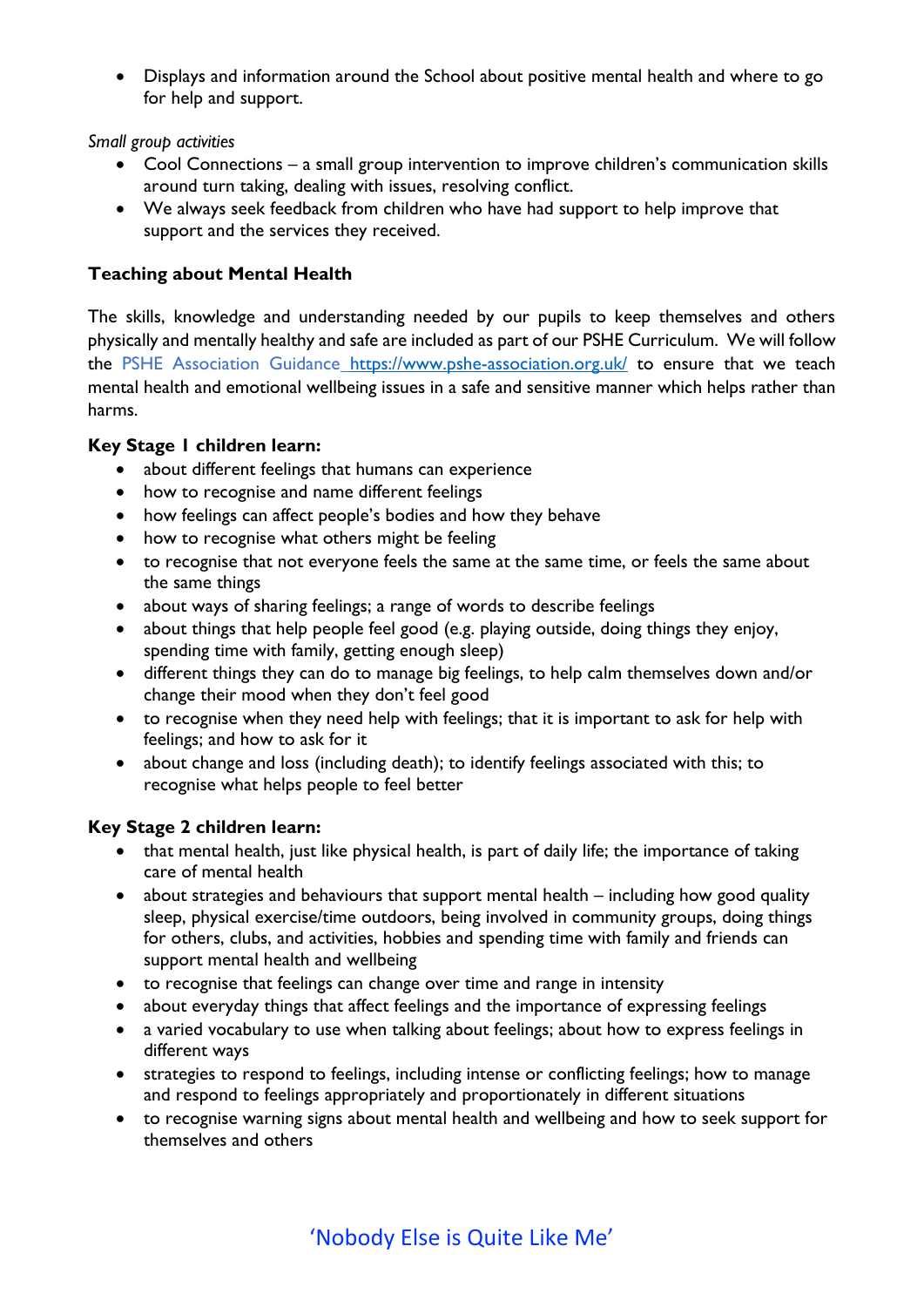- Displays and information around the School about positive mental health and where to go for help and support.

*Small group activities*

- Cool Connections – a small group intervention to improve children's communication skills around turn taking, dealing with issues, resolving conflict.
- We always seek feedback from children who have had support to help improve that support and the services they received.

**Teaching about Mental Health**

The skills, knowledge and understanding needed by our pupils to keep themselves and others physically and mentally healthy and safe are included as part of our PSHE Curriculum. We will follow the PSHE Association Guidance https://www.pshe-association.org.uk/ to ensure that we teach mental health and emotional wellbeing issues in a safe and sensitive manner which helps rather than harms.

**Key Stage 1 children learn:**

- about different feelings that humans can experience
- how to recognise and name different feelings
- how feelings can affect people's bodies and how they behave
- how to recognise what others might be feeling
- to recognise that not everyone feels the same at the same time, or feels the same about the same things
- about ways of sharing feelings; a range of words to describe feelings
- about things that help people feel good (e.g. playing outside, doing things they enjoy, spending time with family, getting enough sleep)
- different things they can do to manage big feelings, to help calm themselves down and/or change their mood when they don't feel good
- to recognise when they need help with feelings; that it is important to ask for help with feelings; and how to ask for it
- about change and loss (including death); to identify feelings associated with this; to recognise what helps people to feel better

**Key Stage 2 children learn:**

- that mental health, just like physical health, is part of daily life; the importance of taking care of mental health
- about strategies and behaviours that support mental health – including how good quality sleep, physical exercise/time outdoors, being involved in community groups, doing things for others, clubs, and activities, hobbies and spending time with family and friends can support mental health and wellbeing
- to recognise that feelings can change over time and range in intensity
- about everyday things that affect feelings and the importance of expressing feelings
- a varied vocabulary to use when talking about feelings; about how to express feelings in different ways
- strategies to respond to feelings, including intense or conflicting feelings; how to manage and respond to feelings appropriately and proportionately in different situations
- to recognise warning signs about mental health and wellbeing and how to seek support for themselves and others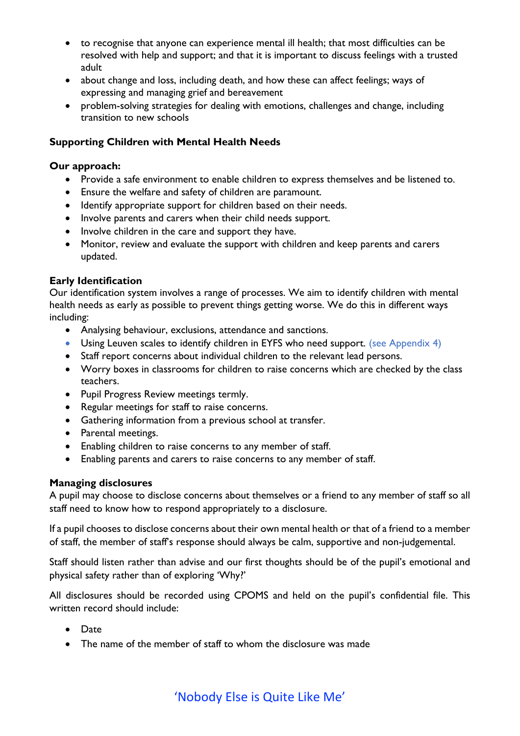- to recognise that anyone can experience mental ill health; that most difficulties can be resolved with help and support; and that it is important to discuss feelings with a trusted adult
- about change and loss, including death, and how these can affect feelings; ways of expressing and managing grief and bereavement
- problem-solving strategies for dealing with emotions, challenges and change, including transition to new schools

**Supporting Children with Mental Health Needs**

**Our approach:**

- Provide a safe environment to enable children to express themselves and be listened to.
- Ensure the welfare and safety of children are paramount.
- Identify appropriate support for children based on their needs.
- Involve parents and carers when their child needs support.
- Involve children in the care and support they have.
- Monitor, review and evaluate the support with children and keep parents and carers updated.

**Early Identification**

Our identification system involves a range of processes. We aim to identify children with mental health needs as early as possible to prevent things getting worse. We do this in different ways including:

- Analysing behaviour, exclusions, attendance and sanctions.
- Using Leuven scales to identify children in EYFS who need support. (see Appendix 4)
- Staff report concerns about individual children to the relevant lead persons.
- Worry boxes in classrooms for children to raise concerns which are checked by the class teachers.
- Pupil Progress Review meetings termly.
- Regular meetings for staff to raise concerns.
- Gathering information from a previous school at transfer.
- Parental meetings.
- Enabling children to raise concerns to any member of staff.
- Enabling parents and carers to raise concerns to any member of staff.

**Managing disclosures**

A pupil may choose to disclose concerns about themselves or a friend to any member of staff so all staff need to know how to respond appropriately to a disclosure.

If a pupil chooses to disclose concerns about their own mental health or that of a friend to a member of staff, the member of staff's response should always be calm, supportive and non-judgemental.

Staff should listen rather than advise and our first thoughts should be of the pupil's emotional and physical safety rather than of exploring 'Why?'

All disclosures should be recorded using CPOMS and held on the pupil's confidential file. This written record should include:

- Date
- The name of the member of staff to whom the disclosure was made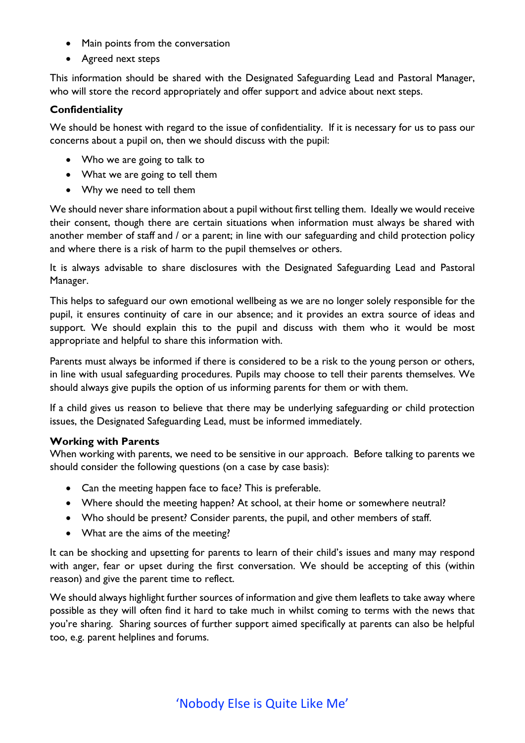- Main points from the conversation
- Agreed next steps

This information should be shared with the Designated Safeguarding Lead and Pastoral Manager, who will store the record appropriately and offer support and advice about next steps.

**Confidentiality**

We should be honest with regard to the issue of confidentiality. If it is necessary for us to pass our concerns about a pupil on, then we should discuss with the pupil:

- Who we are going to talk to
- What we are going to tell them
- Why we need to tell them

We should never share information about a pupil without first telling them. Ideally we would receive their consent, though there are certain situations when information must always be shared with another member of staff and / or a parent; in line with our safeguarding and child protection policy and where there is a risk of harm to the pupil themselves or others.

It is always advisable to share disclosures with the Designated Safeguarding Lead and Pastoral Manager.

This helps to safeguard our own emotional wellbeing as we are no longer solely responsible for the pupil, it ensures continuity of care in our absence; and it provides an extra source of ideas and support. We should explain this to the pupil and discuss with them who it would be most appropriate and helpful to share this information with.

Parents must always be informed if there is considered to be a risk to the young person or others, in line with usual safeguarding procedures. Pupils may choose to tell their parents themselves. We should always give pupils the option of us informing parents for them or with them.

If a child gives us reason to believe that there may be underlying safeguarding or child protection issues, the Designated Safeguarding Lead, must be informed immediately.

**Working with Parents**

When working with parents, we need to be sensitive in our approach. Before talking to parents we should consider the following questions (on a case by case basis):

- Can the meeting happen face to face? This is preferable.
- Where should the meeting happen? At school, at their home or somewhere neutral?
- Who should be present? Consider parents, the pupil, and other members of staff.
- What are the aims of the meeting?

It can be shocking and upsetting for parents to learn of their child's issues and many may respond with anger, fear or upset during the first conversation. We should be accepting of this (within reason) and give the parent time to reflect.

We should always highlight further sources of information and give them leaflets to take away where possible as they will often find it hard to take much in whilst coming to terms with the news that you're sharing. Sharing sources of further support aimed specifically at parents can also be helpful too, e.g. parent helplines and forums.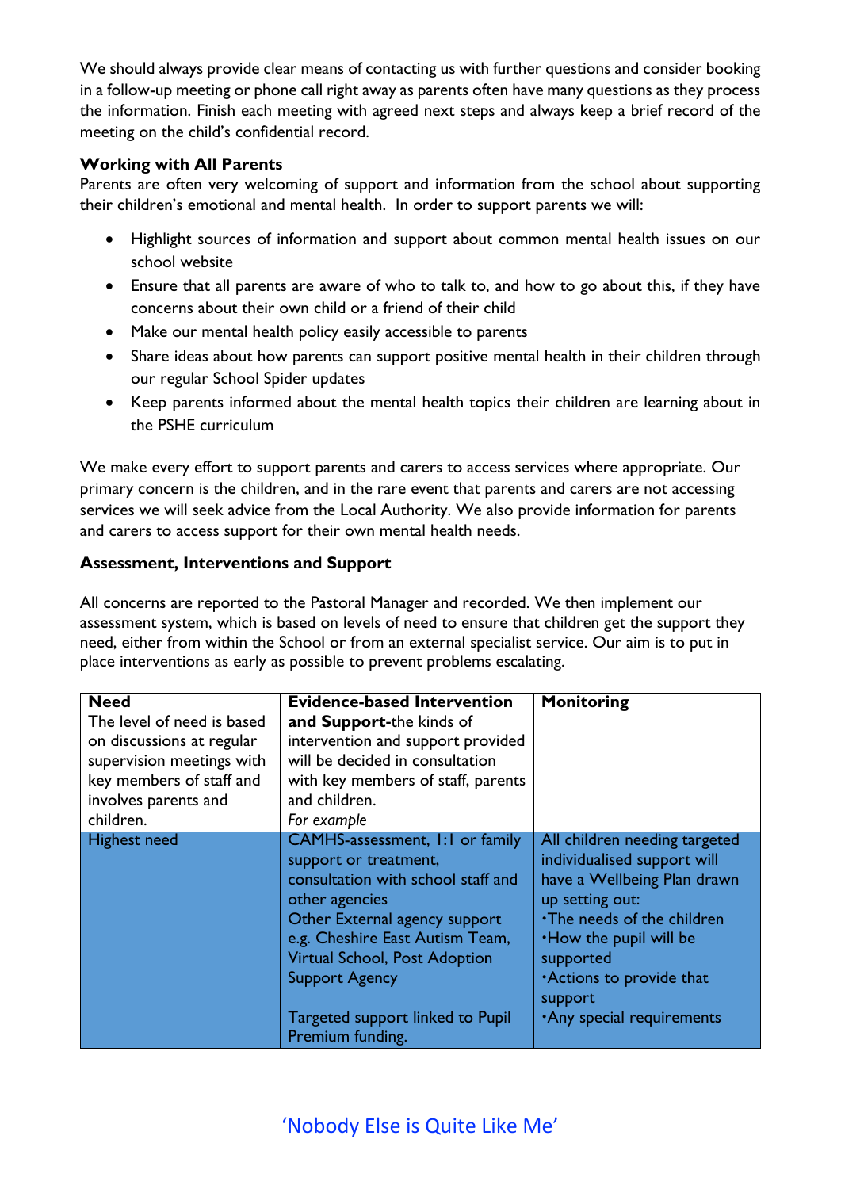We should always provide clear means of contacting us with further questions and consider booking in a follow-up meeting or phone call right away as parents often have many questions as they process the information. Finish each meeting with agreed next steps and always keep a brief record of the meeting on the child's confidential record.

**Working with All Parents**

Parents are often very welcoming of support and information from the school about supporting their children's emotional and mental health. In order to support parents we will:

- Highlight sources of information and support about common mental health issues on our school website
- Ensure that all parents are aware of who to talk to, and how to go about this, if they have concerns about their own child or a friend of their child
- Make our mental health policy easily accessible to parents
- Share ideas about how parents can support positive mental health in their children through our regular School Spider updates
- Keep parents informed about the mental health topics their children are learning about in the PSHE curriculum

We make every effort to support parents and carers to access services where appropriate. Our primary concern is the children, and in the rare event that parents and carers are not accessing services we will seek advice from the Local Authority. We also provide information for parents and carers to access support for their own mental health needs.

**Assessment, Interventions and Support**

All concerns are reported to the Pastoral Manager and recorded. We then implement our assessment system, which is based on levels of need to ensure that children get the support they need, either from within the School or from an external specialist service. Our aim is to put in place interventions as early as possible to prevent problems escalating.

| **Need**<br>The level of need is based on discussions at regular supervision meetings with key members of staff and involves parents and children. | **Evidence-based Intervention and Support-**the kinds of intervention and support provided will be decided in consultation with key members of staff, parents and children.<br>*For example* | **Monitoring** |
|---|---|---|
| Highest need | CAMHS-assessment, 1:1 or family support or treatment, consultation with school staff and other agencies<br>Other External agency support e.g. Cheshire East Autism Team, Virtual School, Post Adoption Support Agency<br><br>Targeted support linked to Pupil Premium funding. | All children needing targeted individualised support will have a Wellbeing Plan drawn up setting out:<br>·The needs of the children<br>·How the pupil will be supported<br>·Actions to provide that support<br>·Any special requirements |

'Nobody Else is Quite Like Me'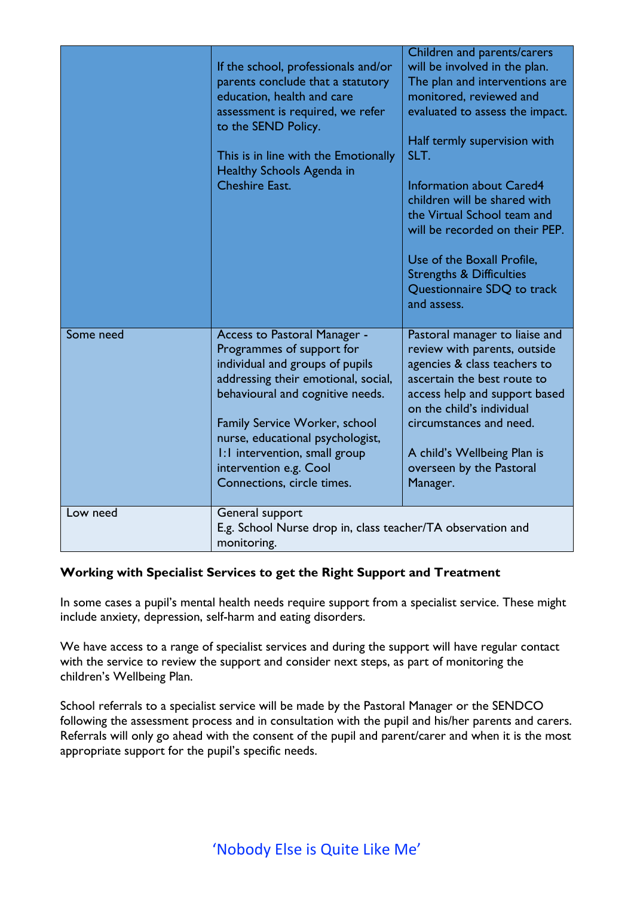|  |  |  |
|---|---|---|
|  | If the school, professionals and/or parents conclude that a statutory education, health and care assessment is required, we refer to the SEND Policy.<br><br>This is in line with the Emotionally Healthy Schools Agenda in Cheshire East. | Children and parents/carers will be involved in the plan. The plan and interventions are monitored, reviewed and evaluated to assess the impact.<br><br>Half termly supervision with SLT.<br><br>Information about Cared4 children will be shared with the Virtual School team and will be recorded on their PEP.<br><br>Use of the Boxall Profile, Strengths & Difficulties Questionnaire SDQ to track and assess. |
| Some need | Access to Pastoral Manager - Programmes of support for individual and groups of pupils addressing their emotional, social, behavioural and cognitive needs.<br><br>Family Service Worker, school nurse, educational psychologist, 1:1 intervention, small group intervention e.g. Cool Connections, circle times. | Pastoral manager to liaise and review with parents, outside agencies & class teachers to ascertain the best route to access help and support based on the child's individual circumstances and need.<br><br>A child's Wellbeing Plan is overseen by the Pastoral Manager. |
| Low need | General support<br>E.g. School Nurse drop in, class teacher/TA observation and monitoring. |  |

**Working with Specialist Services to get the Right Support and Treatment**

In some cases a pupil's mental health needs require support from a specialist service. These might include anxiety, depression, self-harm and eating disorders.

We have access to a range of specialist services and during the support will have regular contact with the service to review the support and consider next steps, as part of monitoring the children's Wellbeing Plan.

School referrals to a specialist service will be made by the Pastoral Manager or the SENDCO following the assessment process and in consultation with the pupil and his/her parents and carers. Referrals will only go ahead with the consent of the pupil and parent/carer and when it is the most appropriate support for the pupil's specific needs.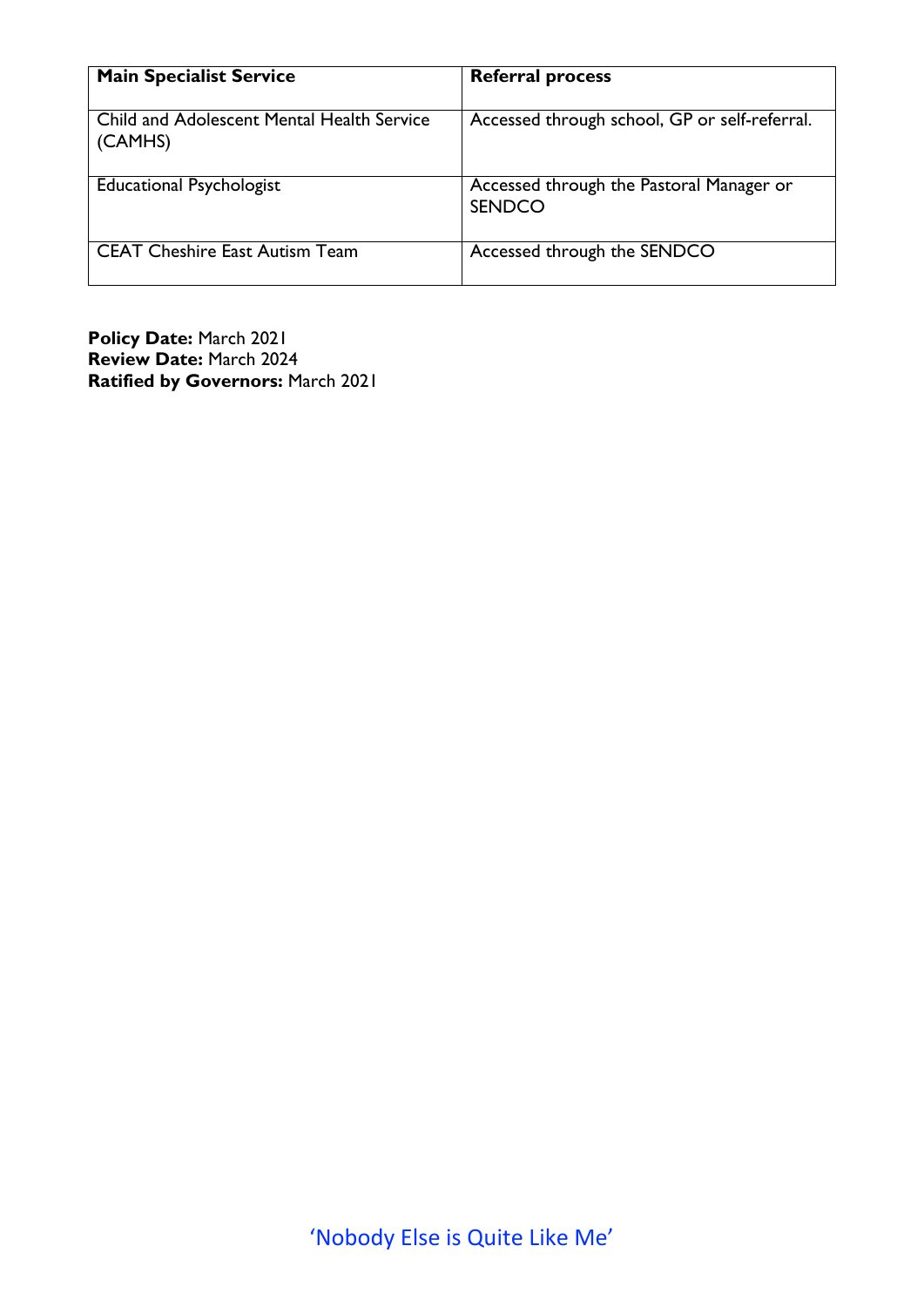| Main Specialist Service | Referral process |
| --- | --- |
| Child and Adolescent Mental Health Service (CAMHS) | Accessed through school, GP or self-referral. |
| Educational Psychologist | Accessed through the Pastoral Manager or SENDCO |
| CEAT Cheshire East Autism Team | Accessed through the SENDCO |

**Policy Date:** March 2021
**Review Date:** March 2024
**Ratified by Governors:** March 2021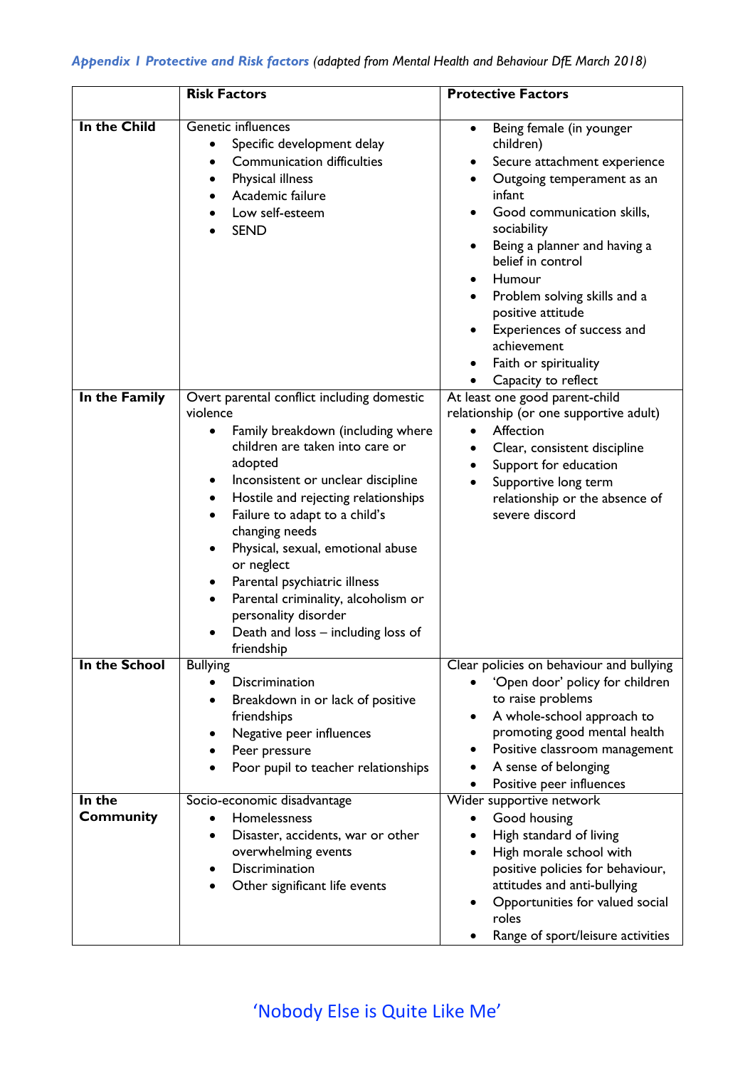***Appendix 1 Protective and Risk factors*** *(adapted from Mental Health and Behaviour DfE March 2018)*

| | **Risk Factors** | **Protective Factors** |
|---|---|---|
| **In the Child** | Genetic influences<br>• Specific development delay<br>• Communication difficulties<br>• Physical illness<br>• Academic failure<br>• Low self-esteem<br>• SEND | • Being female (in younger children)<br>• Secure attachment experience<br>• Outgoing temperament as an infant<br>• Good communication skills, sociability<br>• Being a planner and having a belief in control<br>• Humour<br>• Problem solving skills and a positive attitude<br>• Experiences of success and achievement<br>• Faith or spirituality<br>• Capacity to reflect |
| **In the Family** | Overt parental conflict including domestic violence<br>• Family breakdown (including where children are taken into care or adopted<br>• Inconsistent or unclear discipline<br>• Hostile and rejecting relationships<br>• Failure to adapt to a child's changing needs<br>• Physical, sexual, emotional abuse or neglect<br>• Parental psychiatric illness<br>• Parental criminality, alcoholism or personality disorder<br>• Death and loss – including loss of friendship | At least one good parent-child relationship (or one supportive adult)<br>• Affection<br>• Clear, consistent discipline<br>• Support for education<br>• Supportive long term relationship or the absence of severe discord |
| **In the School** | Bullying<br>• Discrimination<br>• Breakdown in or lack of positive friendships<br>• Negative peer influences<br>• Peer pressure<br>• Poor pupil to teacher relationships | Clear policies on behaviour and bullying<br>• 'Open door' policy for children to raise problems<br>• A whole-school approach to promoting good mental health<br>• Positive classroom management<br>• A sense of belonging<br>• Positive peer influences |
| **In the Community** | Socio-economic disadvantage<br>• Homelessness<br>• Disaster, accidents, war or other overwhelming events<br>• Discrimination<br>• Other significant life events | Wider supportive network<br>• Good housing<br>• High standard of living<br>• High morale school with positive policies for behaviour, attitudes and anti-bullying<br>• Opportunities for valued social roles<br>• Range of sport/leisure activities |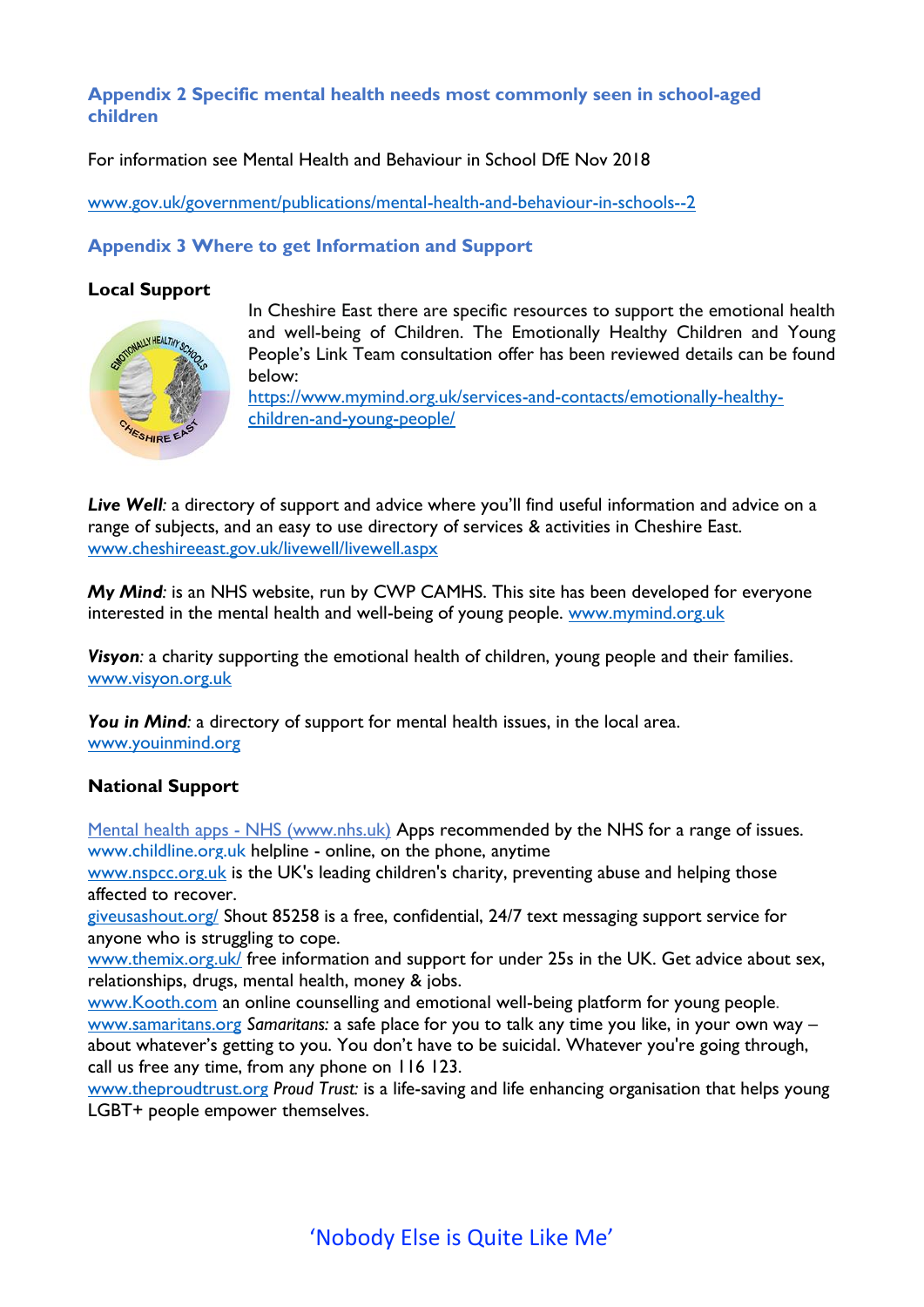## Appendix 2 Specific mental health needs most commonly seen in school-aged children

For information see Mental Health and Behaviour in School DfE Nov 2018

www.gov.uk/government/publications/mental-health-and-behaviour-in-schools--2

## Appendix 3 Where to get Information and Support

### Local Support

In Cheshire East there are specific resources to support the emotional health and well-being of Children. The Emotionally Healthy Children and Young People's Link Team consultation offer has been reviewed details can be found below:
https://www.mymind.org.uk/services-and-contacts/emotionally-healthy-children-and-young-people/

***Live Well**:* a directory of support and advice where you'll find useful information and advice on a range of subjects, and an easy to use directory of services & activities in Cheshire East.
www.cheshireeast.gov.uk/livewell/livewell.aspx

***My Mind**:* is an NHS website, run by CWP CAMHS. This site has been developed for everyone interested in the mental health and well-being of young people. www.mymind.org.uk

***Visyon**:* a charity supporting the emotional health of children, young people and their families.
www.visyon.org.uk

***You in Mind**:* a directory of support for mental health issues, in the local area.
www.youinmind.org

### National Support

Mental health apps - NHS (www.nhs.uk) Apps recommended by the NHS for a range of issues.
www.childline.org.uk helpline - online, on the phone, anytime
www.nspcc.org.uk is the UK's leading children's charity, preventing abuse and helping those affected to recover.
giveusashout.org/ Shout 85258 is a free, confidential, 24/7 text messaging support service for anyone who is struggling to cope.
www.themix.org.uk/ free information and support for under 25s in the UK. Get advice about sex, relationships, drugs, mental health, money & jobs.
www.Kooth.com an online counselling and emotional well-being platform for young people.
www.samaritans.org *Samaritans:* a safe place for you to talk any time you like, in your own way – about whatever's getting to you. You don't have to be suicidal. Whatever you're going through, call us free any time, from any phone on 116 123.
www.theproudtrust.org *Proud Trust:* is a life-saving and life enhancing organisation that helps young LGBT+ people empower themselves.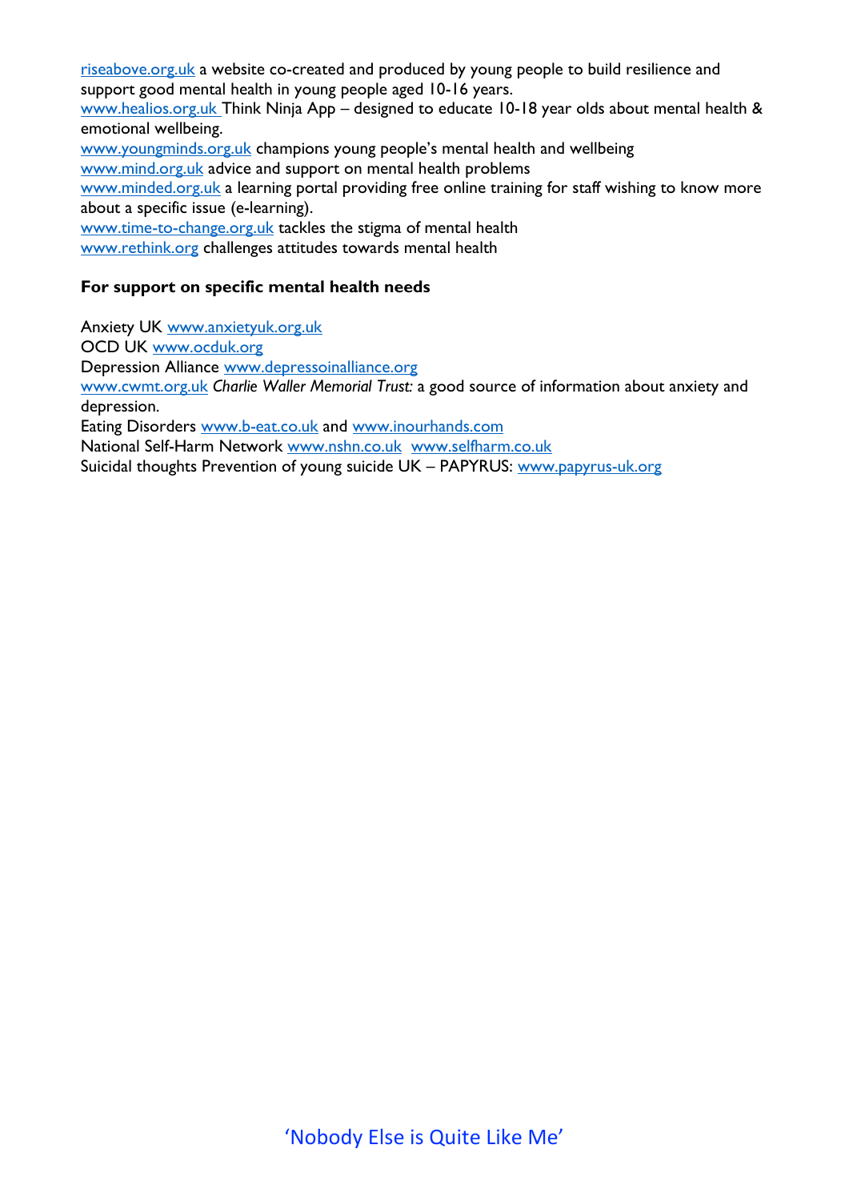riseabove.org.uk a website co-created and produced by young people to build resilience and support good mental health in young people aged 10-16 years.
www.healios.org.uk Think Ninja App – designed to educate 10-18 year olds about mental health & emotional wellbeing.
www.youngminds.org.uk champions young people's mental health and wellbeing
www.mind.org.uk advice and support on mental health problems
www.minded.org.uk a learning portal providing free online training for staff wishing to know more about a specific issue (e-learning).
www.time-to-change.org.uk tackles the stigma of mental health
www.rethink.org challenges attitudes towards mental health

**For support on specific mental health needs**

Anxiety UK www.anxietyuk.org.uk
OCD UK www.ocduk.org
Depression Alliance www.depressoinalliance.org
www.cwmt.org.uk *Charlie Waller Memorial Trust:* a good source of information about anxiety and depression.
Eating Disorders www.b-eat.co.uk and www.inourhands.com
National Self-Harm Network www.nshn.co.uk www.selfharm.co.uk
Suicidal thoughts Prevention of young suicide UK – PAPYRUS: www.papyrus-uk.org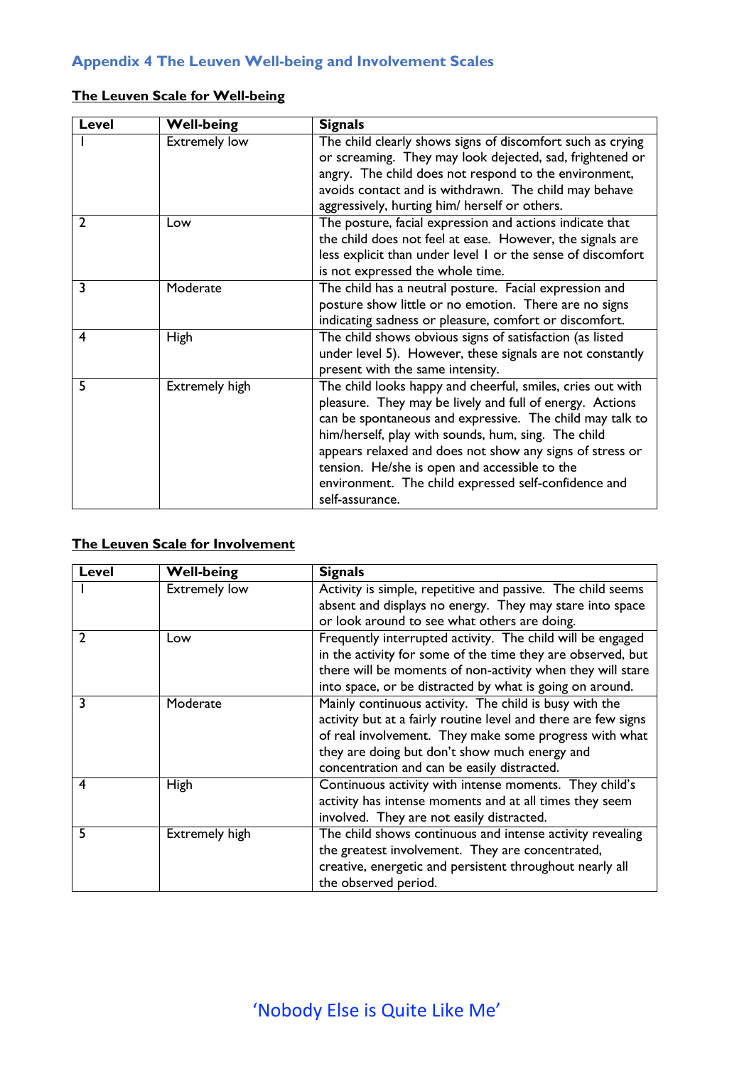## Appendix 4 The Leuven Well-being and Involvement Scales

**The Leuven Scale for Well-being**

| Level | Well-being | Signals |
|---|---|---|
| 1 | Extremely low | The child clearly shows signs of discomfort such as crying or screaming. They may look dejected, sad, frightened or angry. The child does not respond to the environment, avoids contact and is withdrawn. The child may behave aggressively, hurting him/ herself or others. |
| 2 | Low | The posture, facial expression and actions indicate that the child does not feel at ease. However, the signals are less explicit than under level 1 or the sense of discomfort is not expressed the whole time. |
| 3 | Moderate | The child has a neutral posture. Facial expression and posture show little or no emotion. There are no signs indicating sadness or pleasure, comfort or discomfort. |
| 4 | High | The child shows obvious signs of satisfaction (as listed under level 5). However, these signals are not constantly present with the same intensity. |
| 5 | Extremely high | The child looks happy and cheerful, smiles, cries out with pleasure. They may be lively and full of energy. Actions can be spontaneous and expressive. The child may talk to him/herself, play with sounds, hum, sing. The child appears relaxed and does not show any signs of stress or tension. He/she is open and accessible to the environment. The child expressed self-confidence and self-assurance. |

**The Leuven Scale for Involvement**

| Level | Well-being | Signals |
|---|---|---|
| 1 | Extremely low | Activity is simple, repetitive and passive. The child seems absent and displays no energy. They may stare into space or look around to see what others are doing. |
| 2 | Low | Frequently interrupted activity. The child will be engaged in the activity for some of the time they are observed, but there will be moments of non-activity when they will stare into space, or be distracted by what is going on around. |
| 3 | Moderate | Mainly continuous activity. The child is busy with the activity but at a fairly routine level and there are few signs of real involvement. They make some progress with what they are doing but don't show much energy and concentration and can be easily distracted. |
| 4 | High | Continuous activity with intense moments. They child's activity has intense moments and at all times they seem involved. They are not easily distracted. |
| 5 | Extremely high | The child shows continuous and intense activity revealing the greatest involvement. They are concentrated, creative, energetic and persistent throughout nearly all the observed period. |